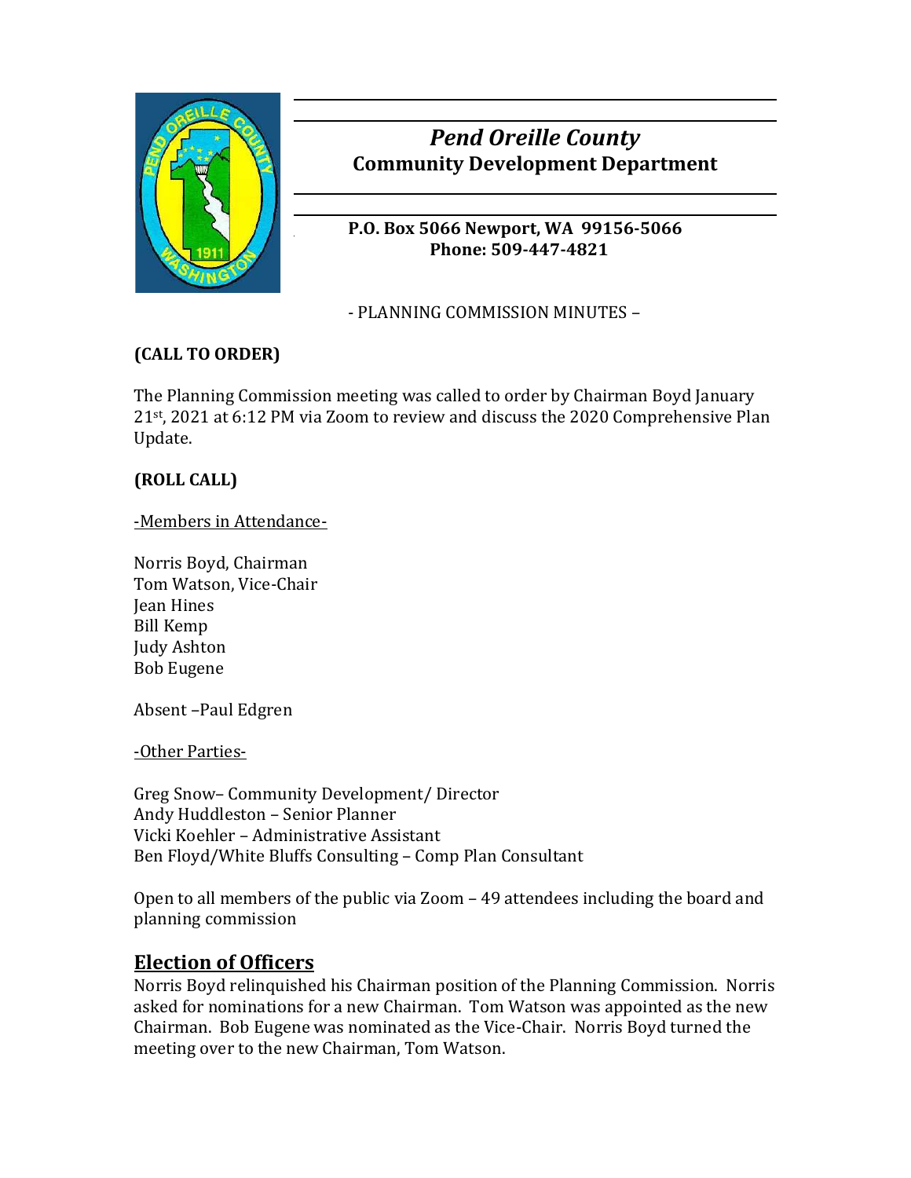# *Pend Oreille County*
## Community Development Department

**P.O. Box 5066 Newport, WA 99156-5066**
**Phone: 509-447-4821**

- PLANNING COMMISSION MINUTES –

**(CALL TO ORDER)**

The Planning Commission meeting was called to order by Chairman Boyd January 21st, 2021 at 6:12 PM via Zoom to review and discuss the 2020 Comprehensive Plan Update.

**(ROLL CALL)**

-Members in Attendance-

Norris Boyd, Chairman
Tom Watson, Vice-Chair
Jean Hines
Bill Kemp
Judy Ashton
Bob Eugene

Absent –Paul Edgren

-Other Parties-

Greg Snow– Community Development/ Director
Andy Huddleston – Senior Planner
Vicki Koehler – Administrative Assistant
Ben Floyd/White Bluffs Consulting – Comp Plan Consultant

Open to all members of the public via Zoom – 49 attendees including the board and planning commission

## Election of Officers

Norris Boyd relinquished his Chairman position of the Planning Commission. Norris asked for nominations for a new Chairman. Tom Watson was appointed as the new Chairman. Bob Eugene was nominated as the Vice-Chair. Norris Boyd turned the meeting over to the new Chairman, Tom Watson.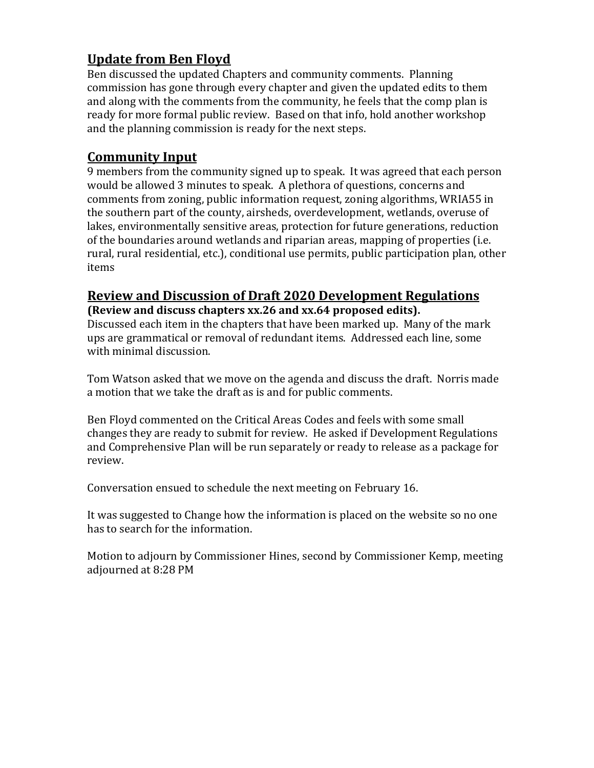## Update from Ben Floyd

Ben discussed the updated Chapters and community comments. Planning commission has gone through every chapter and given the updated edits to them and along with the comments from the community, he feels that the comp plan is ready for more formal public review. Based on that info, hold another workshop and the planning commission is ready for the next steps.

## Community Input

9 members from the community signed up to speak. It was agreed that each person would be allowed 3 minutes to speak. A plethora of questions, concerns and comments from zoning, public information request, zoning algorithms, WRIA55 in the southern part of the county, airsheds, overdevelopment, wetlands, overuse of lakes, environmentally sensitive areas, protection for future generations, reduction of the boundaries around wetlands and riparian areas, mapping of properties (i.e. rural, rural residential, etc.), conditional use permits, public participation plan, other items

## Review and Discussion of Draft 2020 Development Regulations

**(Review and discuss chapters xx.26 and xx.64 proposed edits).**

Discussed each item in the chapters that have been marked up. Many of the mark ups are grammatical or removal of redundant items. Addressed each line, some with minimal discussion.

Tom Watson asked that we move on the agenda and discuss the draft. Norris made a motion that we take the draft as is and for public comments.

Ben Floyd commented on the Critical Areas Codes and feels with some small changes they are ready to submit for review. He asked if Development Regulations and Comprehensive Plan will be run separately or ready to release as a package for review.

Conversation ensued to schedule the next meeting on February 16.

It was suggested to Change how the information is placed on the website so no one has to search for the information.

Motion to adjourn by Commissioner Hines, second by Commissioner Kemp, meeting adjourned at 8:28 PM